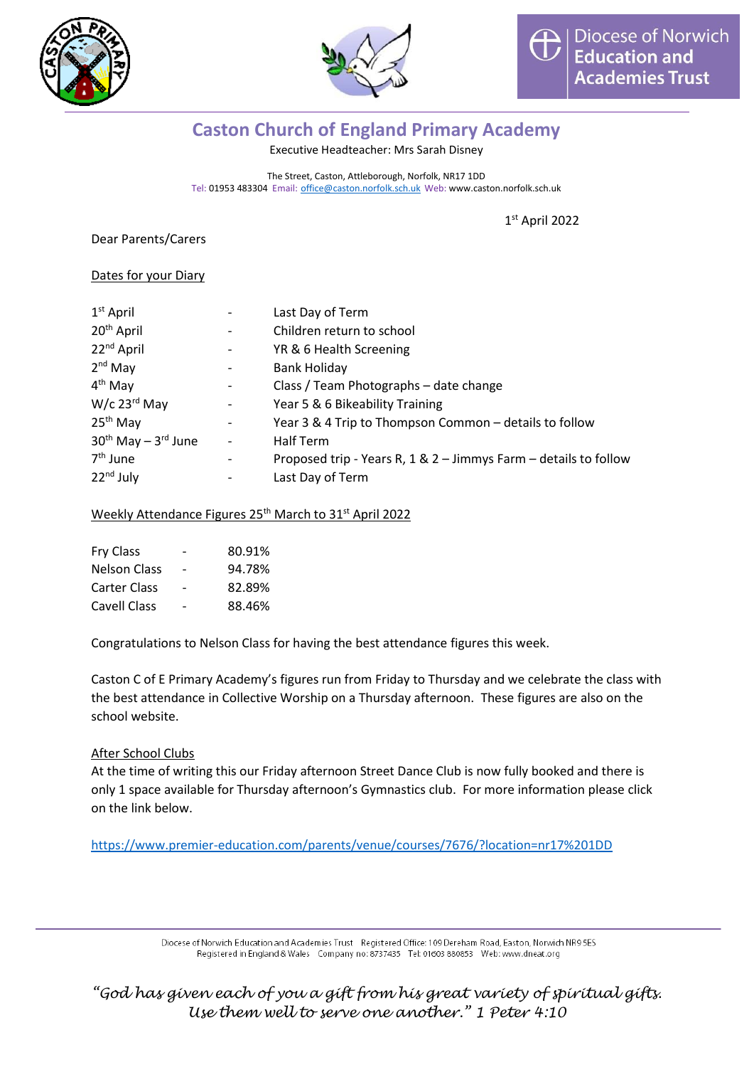# Caston Church of England Primary Academy

Executive Headteacher: Mrs Sarah Disney

The Street, Caston, Attleborough, Norfolk, NR17 1DD
Tel: 01953 483304 Email: office@caston.norfolk.sch.uk Web: www.caston.norfolk.sch.uk

1st April 2022

Dear Parents/Carers

Dates for your Diary

| | | |
|---|---|---|
| 1st April | - | Last Day of Term |
| 20th April | - | Children return to school |
| 22nd April | - | YR & 6 Health Screening |
| 2nd May | - | Bank Holiday |
| 4th May | - | Class / Team Photographs – date change |
| W/c 23rd May | - | Year 5 & 6 Bikeability Training |
| 25th May | - | Year 3 & 4 Trip to Thompson Common – details to follow |
| 30th May – 3rd June | - | Half Term |
| 7th June | - | Proposed trip - Years R, 1 & 2 – Jimmys Farm – details to follow |
| 22nd July | - | Last Day of Term |

Weekly Attendance Figures 25th March to 31st April 2022

| | | |
|---|---|---|
| Fry Class | - | 80.91% |
| Nelson Class | - | 94.78% |
| Carter Class | - | 82.89% |
| Cavell Class | - | 88.46% |

Congratulations to Nelson Class for having the best attendance figures this week.

Caston C of E Primary Academy's figures run from Friday to Thursday and we celebrate the class with the best attendance in Collective Worship on a Thursday afternoon. These figures are also on the school website.

After School Clubs

At the time of writing this our Friday afternoon Street Dance Club is now fully booked and there is only 1 space available for Thursday afternoon's Gymnastics club. For more information please click on the link below.

https://www.premier-education.com/parents/venue/courses/7676/?location=nr17%201DD

Diocese of Norwich Education and Academies Trust Registered Office: 109 Dereham Road, Easton, Norwich NR9 5ES
Registered in England & Wales Company no: 8737435 Tel: 01603 880853 Web: www.dneat.org

*"God has given each of you a gift from his great variety of spiritual gifts. Use them well to serve one another." 1 Peter 4:10*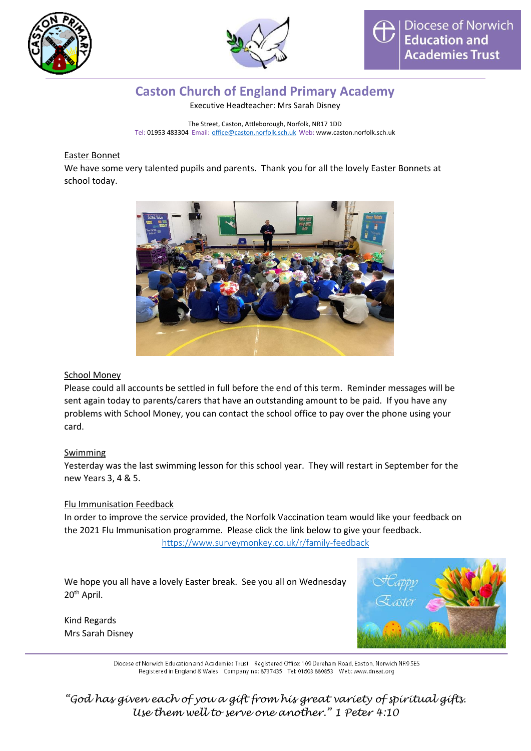# Caston Church of England Primary Academy

Executive Headteacher: Mrs Sarah Disney

The Street, Caston, Attleborough, Norfolk, NR17 1DD
Tel: 01953 483304 Email: office@caston.norfolk.sch.uk Web: www.caston.norfolk.sch.uk

## Easter Bonnet

We have some very talented pupils and parents. Thank you for all the lovely Easter Bonnets at school today.

## School Money

Please could all accounts be settled in full before the end of this term. Reminder messages will be sent again today to parents/carers that have an outstanding amount to be paid. If you have any problems with School Money, you can contact the school office to pay over the phone using your card.

## Swimming

Yesterday was the last swimming lesson for this school year. They will restart in September for the new Years 3, 4 & 5.

## Flu Immunisation Feedback

In order to improve the service provided, the Norfolk Vaccination team would like your feedback on the 2021 Flu Immunisation programme. Please click the link below to give your feedback.

https://www.surveymonkey.co.uk/r/family-feedback

We hope you all have a lovely Easter break. See you all on Wednesday 20th April.

Kind Regards
Mrs Sarah Disney

Diocese of Norwich Education and Academies Trust Registered Office: 109 Dereham Road, Easton, Norwich NR9 5ES
Registered in England & Wales Company no: 8737435 Tel: 01603 880853 Web: www.dneat.org

*"God has given each of you a gift from his great variety of spiritual gifts. Use them well to serve one another." 1 Peter 4:10*